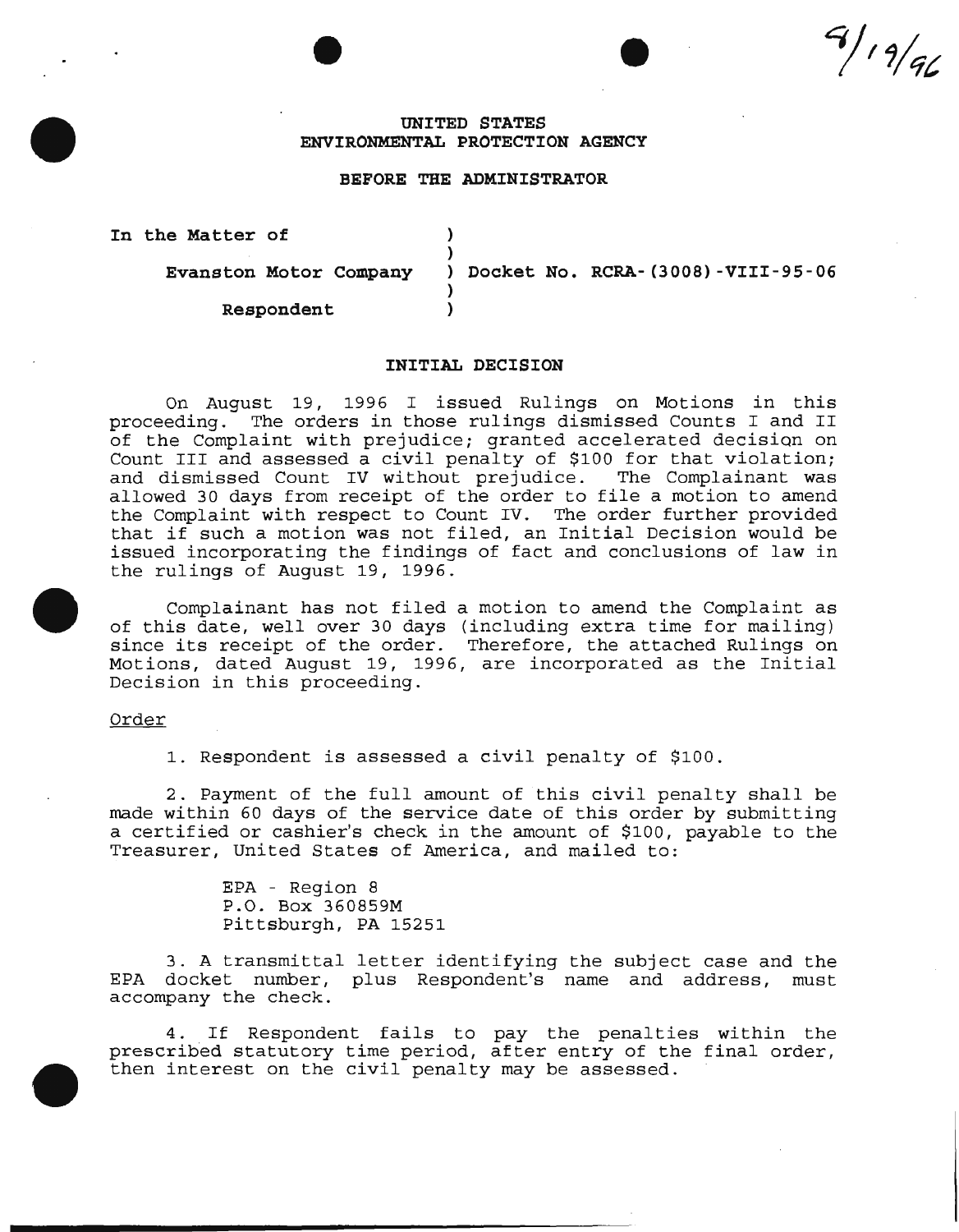9/19/96

# UNITED STATES ENVIRONMENTAL PROTECTION AGENCY

## BEFORE THE ADMINISTRATOR

In the Matter of

Evanston Motor Company ) Docket No. RCRA-(3008)-VIII-95-06

Respondent

## INITIAL DECISION

On August 19, 1996 I issued Rulings on Motions in this proceeding. The orders in those rulings dismissed Counts I and II of the Complaint with prejudice; granted accelerated decision on Count III and assessed a civil penalty of $100 for that violation; and dismissed Count IV without prejudice. The Complainant was allowed 30 days from receipt of the order to file a motion to amend the Complaint with respect to Count IV. The order further provided that if such a motion was not filed, an Initial Decision would be issued incorporating the findings of fact and conclusions of law in the rulings of August 19, 1996.

Complainant has not filed a motion to amend the Complaint as of this date, well over 30 days (including extra time for mailing) since its receipt of the order. Therefore, the attached Rulings on Motions, dated August 19, 1996, are incorporated as the Initial Decision in this proceeding.

Order

1. Respondent is assessed a civil penalty of $100.

2. Payment of the full amount of this civil penalty shall be made within 60 days of the service date of this order by submitting a certified or cashier's check in the amount of $100, payable to the Treasurer, United States of America, and mailed to:

EPA - Region 8
P.O. Box 360859M
Pittsburgh, PA 15251

3. A transmittal letter identifying the subject case and the EPA docket number, plus Respondent's name and address, must accompany the check.

4. If Respondent fails to pay the penalties within the prescribed statutory time period, after entry of the final order, then interest on the civil penalty may be assessed.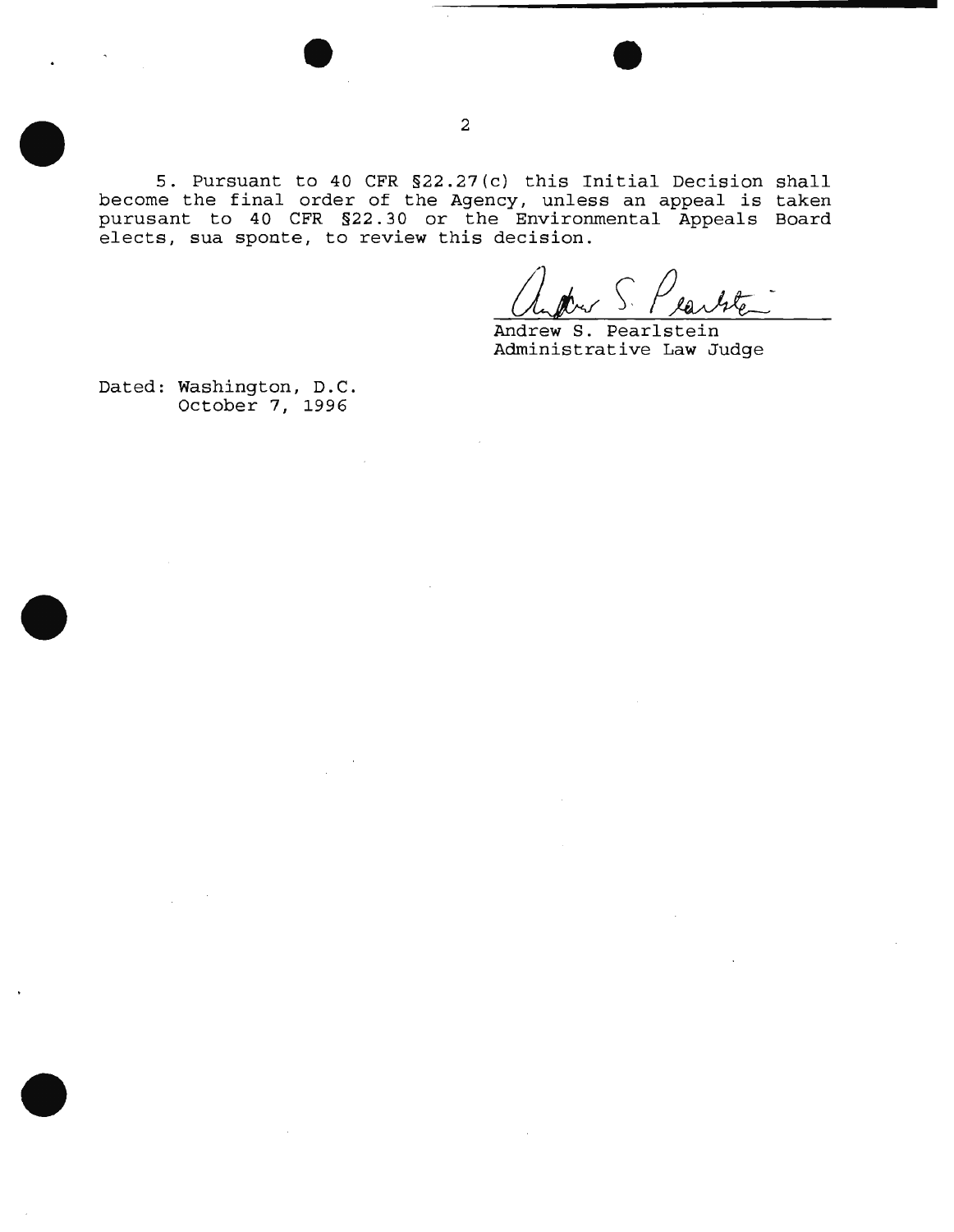5. Pursuant to 40 CFR §22.27(c) this Initial Decision shall become the final order of the Agency, unless an appeal is taken purusant to 40 CFR §22.30 or the Environmental Appeals Board elects, sua sponte, to review this decision.

Andrew S. Pearlstein
Administrative Law Judge

Dated: Washington, D.C.
October 7, 1996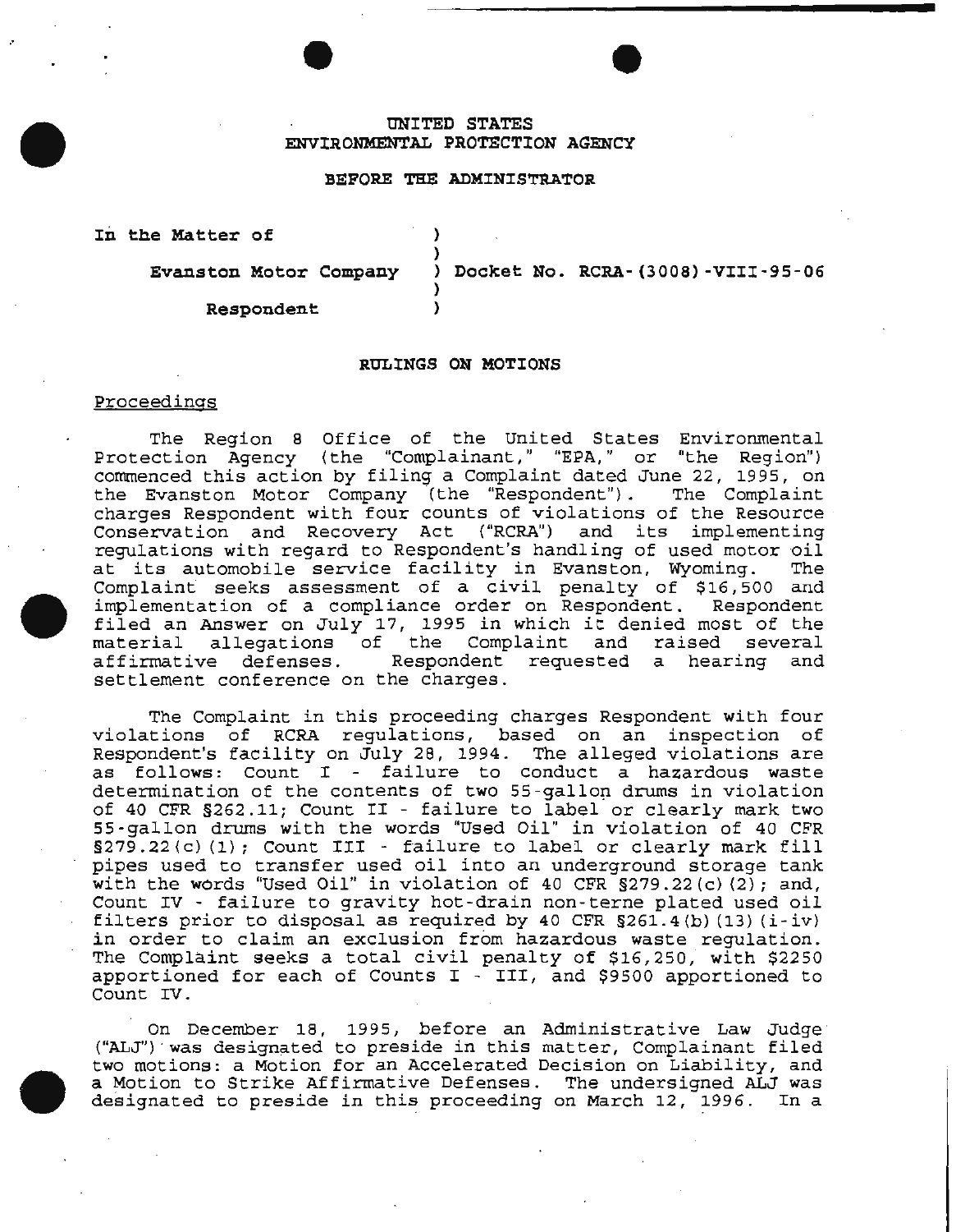UNITED STATES
ENVIRONMENTAL PROTECTION AGENCY

BEFORE THE ADMINISTRATOR

In the Matter of )
)
Evanston Motor Company ) Docket No. RCRA-(3008)-VIII-95-06
)
Respondent )

## RULINGS ON MOTIONS

### Proceedings

The Region 8 Office of the United States Environmental Protection Agency (the "Complainant," "EPA," or "the Region") commenced this action by filing a Complaint dated June 22, 1995, on the Evanston Motor Company (the "Respondent"). The Complaint charges Respondent with four counts of violations of the Resource Conservation and Recovery Act ("RCRA") and its implementing regulations with regard to Respondent's handling of used motor oil at its automobile service facility in Evanston, Wyoming. The Complaint seeks assessment of a civil penalty of $16,500 and implementation of a compliance order on Respondent. Respondent filed an Answer on July 17, 1995 in which it denied most of the material allegations of the Complaint and raised several affirmative defenses. Respondent requested a hearing and settlement conference on the charges.

The Complaint in this proceeding charges Respondent with four violations of RCRA regulations, based on an inspection of Respondent's facility on July 28, 1994. The alleged violations are as follows: Count I - failure to conduct a hazardous waste determination of the contents of two 55-gallon drums in violation of 40 CFR §262.11; Count II - failure to label or clearly mark two 55-gallon drums with the words "Used Oil" in violation of 40 CFR §279.22(c)(1); Count III - failure to label or clearly mark fill pipes used to transfer used oil into an underground storage tank with the words "Used Oil" in violation of 40 CFR §279.22(c)(2); and, Count IV - failure to gravity hot-drain non-terne plated used oil filters prior to disposal as required by 40 CFR §261.4(b)(13)(i-iv) in order to claim an exclusion from hazardous waste regulation. The Complaint seeks a total civil penalty of $16,250, with $2250 apportioned for each of Counts I - III, and $9500 apportioned to Count IV.

On December 18, 1995, before an Administrative Law Judge ("ALJ") was designated to preside in this matter, Complainant filed two motions: a Motion for an Accelerated Decision on Liability, and a Motion to Strike Affirmative Defenses. The undersigned ALJ was designated to preside in this proceeding on March 12, 1996. In a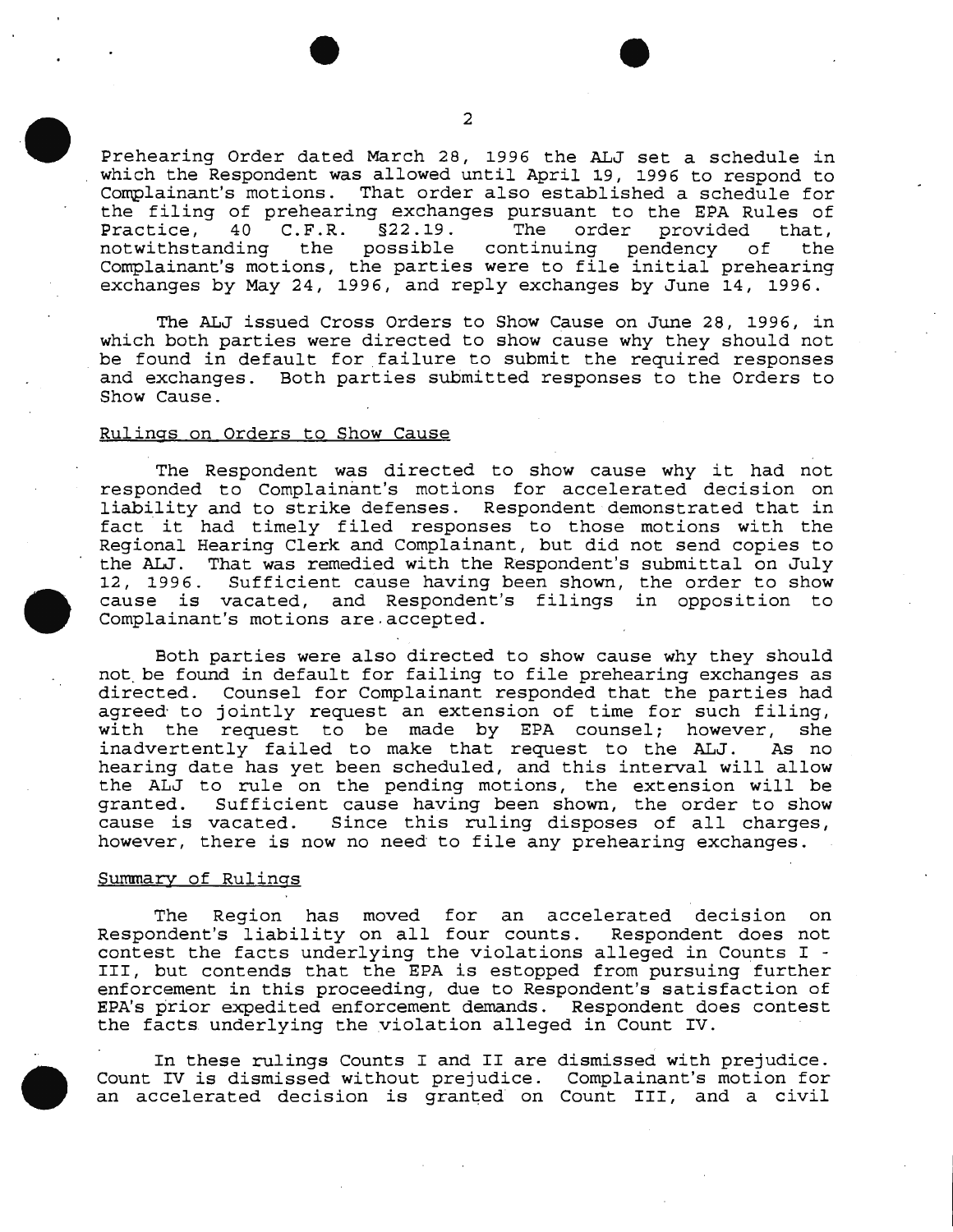Prehearing Order dated March 28, 1996 the ALJ set a schedule in which the Respondent was allowed until April 19, 1996 to respond to Complainant's motions. That order also established a schedule for the filing of prehearing exchanges pursuant to the EPA Rules of Practice, 40 C.F.R. §22.19. The order provided that, notwithstanding the possible continuing pendency of the Complainant's motions, the parties were to file initial prehearing exchanges by May 24, 1996, and reply exchanges by June 14, 1996.

The ALJ issued Cross Orders to Show Cause on June 28, 1996, in which both parties were directed to show cause why they should not be found in default for failure to submit the required responses and exchanges. Both parties submitted responses to the Orders to Show Cause.

## Rulings on Orders to Show Cause

The Respondent was directed to show cause why it had not responded to Complainant's motions for accelerated decision on liability and to strike defenses. Respondent demonstrated that in fact it had timely filed responses to those motions with the Regional Hearing Clerk and Complainant, but did not send copies to the ALJ. That was remedied with the Respondent's submittal on July 12, 1996. Sufficient cause having been shown, the order to show cause is vacated, and Respondent's filings in opposition to Complainant's motions are accepted.

Both parties were also directed to show cause why they should not be found in default for failing to file prehearing exchanges as directed. Counsel for Complainant responded that the parties had agreed to jointly request an extension of time for such filing, with the request to be made by EPA counsel; however, she inadvertently failed to make that request to the ALJ. As no hearing date has yet been scheduled, and this interval will allow the ALJ to rule on the pending motions, the extension will be granted. Sufficient cause having been shown, the order to show cause is vacated. Since this ruling disposes of all charges, however, there is now no need to file any prehearing exchanges.

## Summary of Rulings

The Region has moved for an accelerated decision on Respondent's liability on all four counts. Respondent does not contest the facts underlying the violations alleged in Counts I - III, but contends that the EPA is estopped from pursuing further enforcement in this proceeding, due to Respondent's satisfaction of EPA's prior expedited enforcement demands. Respondent does contest the facts underlying the violation alleged in Count IV.

In these rulings Counts I and II are dismissed with prejudice. Count IV is dismissed without prejudice. Complainant's motion for an accelerated decision is granted on Count III, and a civil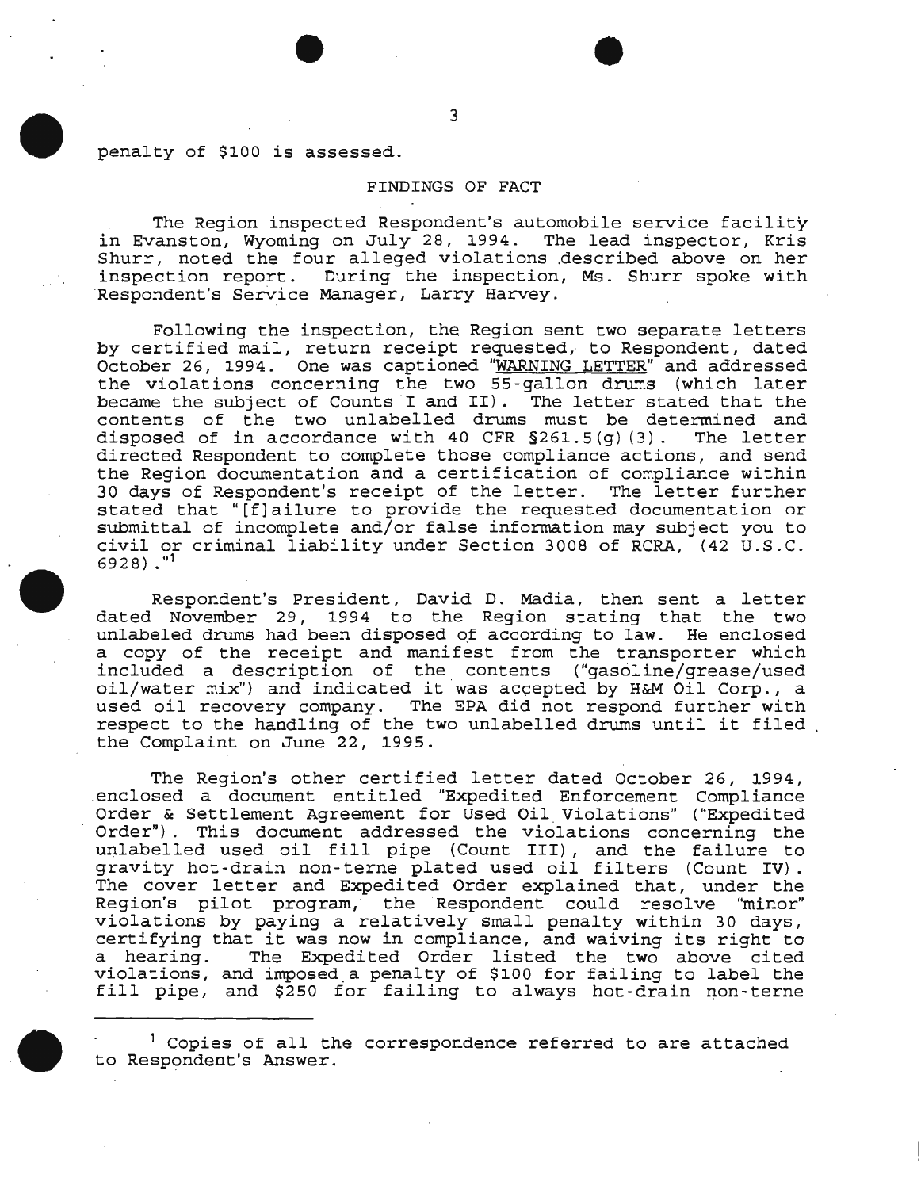penalty of $100 is assessed.

## FINDINGS OF FACT

The Region inspected Respondent's automobile service facility in Evanston, Wyoming on July 28, 1994. The lead inspector, Kris Shurr, noted the four alleged violations described above on her inspection report. During the inspection, Ms. Shurr spoke with Respondent's Service Manager, Larry Harvey.

Following the inspection, the Region sent two separate letters by certified mail, return receipt requested, to Respondent, dated October 26, 1994. One was captioned "WARNING LETTER" and addressed the violations concerning the two 55-gallon drums (which later became the subject of Counts I and II). The letter stated that the contents of the two unlabelled drums must be determined and disposed of in accordance with 40 CFR §261.5(g)(3). The letter directed Respondent to complete those compliance actions, and send the Region documentation and a certification of compliance within 30 days of Respondent's receipt of the letter. The letter further stated that "[f]ailure to provide the requested documentation or submittal of incomplete and/or false information may subject you to civil or criminal liability under Section 3008 of RCRA, (42 U.S.C. 6928)."[1]

Respondent's President, David D. Madia, then sent a letter dated November 29, 1994 to the Region stating that the two unlabeled drums had been disposed of according to law. He enclosed a copy of the receipt and manifest from the transporter which included a description of the contents ("gasoline/grease/used oil/water mix") and indicated it was accepted by H&M Oil Corp., a used oil recovery company. The EPA did not respond further with respect to the handling of the two unlabelled drums until it filed the Complaint on June 22, 1995.

The Region's other certified letter dated October 26, 1994, enclosed a document entitled "Expedited Enforcement Compliance Order & Settlement Agreement for Used Oil Violations" ("Expedited Order"). This document addressed the violations concerning the unlabelled used oil fill pipe (Count III), and the failure to gravity hot-drain non-terne plated used oil filters (Count IV). The cover letter and Expedited Order explained that, under the Region's pilot program, the Respondent could resolve "minor" violations by paying a relatively small penalty within 30 days, certifying that it was now in compliance, and waiving its right to a hearing. The Expedited Order listed the two above cited violations, and imposed a penalty of $100 for failing to label the fill pipe, and $250 for failing to always hot-drain non-terne

---

[1] Copies of all the correspondence referred to are attached to Respondent's Answer.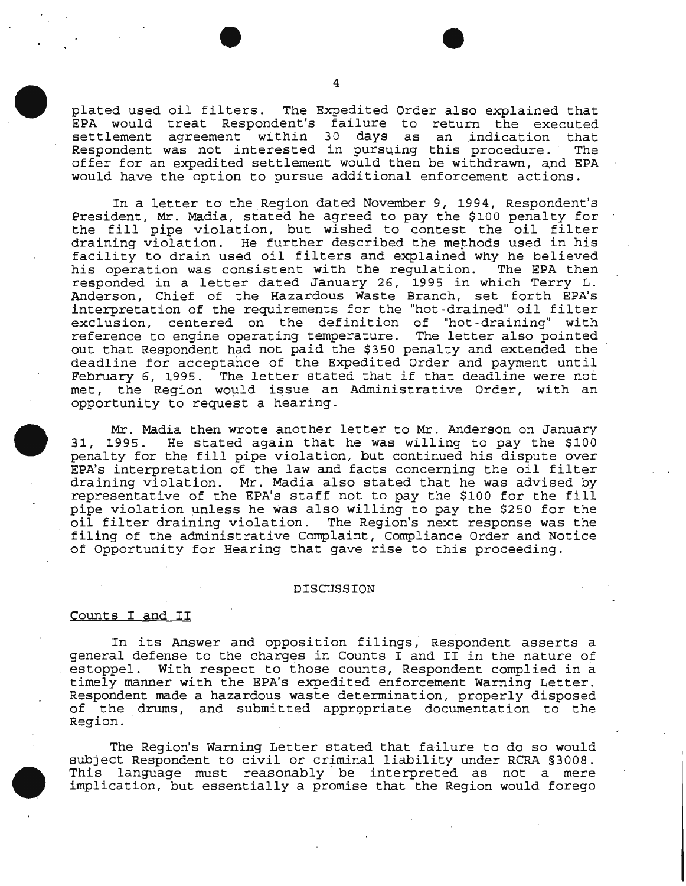plated used oil filters. The Expedited Order also explained that EPA would treat Respondent's failure to return the executed settlement agreement within 30 days as an indication that Respondent was not interested in pursuing this procedure. The offer for an expedited settlement would then be withdrawn, and EPA would have the option to pursue additional enforcement actions.

In a letter to the Region dated November 9, 1994, Respondent's President, Mr. Madia, stated he agreed to pay the $100 penalty for the fill pipe violation, but wished to contest the oil filter draining violation. He further described the methods used in his facility to drain used oil filters and explained why he believed his operation was consistent with the regulation. The EPA then responded in a letter dated January 26, 1995 in which Terry L. Anderson, Chief of the Hazardous Waste Branch, set forth EPA's interpretation of the requirements for the "hot-drained" oil filter exclusion, centered on the definition of "hot-draining" with reference to engine operating temperature. The letter also pointed out that Respondent had not paid the $350 penalty and extended the deadline for acceptance of the Expedited Order and payment until February 6, 1995. The letter stated that if that deadline were not met, the Region would issue an Administrative Order, with an opportunity to request a hearing.

Mr. Madia then wrote another letter to Mr. Anderson on January 31, 1995. He stated again that he was willing to pay the $100 penalty for the fill pipe violation, but continued his dispute over EPA's interpretation of the law and facts concerning the oil filter draining violation. Mr. Madia also stated that he was advised by representative of the EPA's staff not to pay the $100 for the fill pipe violation unless he was also willing to pay the $250 for the oil filter draining violation. The Region's next response was the filing of the administrative Complaint, Compliance Order and Notice of Opportunity for Hearing that gave rise to this proceeding.

## DISCUSSION

### Counts I and II

In its Answer and opposition filings, Respondent asserts a general defense to the charges in Counts I and II in the nature of estoppel. With respect to those counts, Respondent complied in a timely manner with the EPA's expedited enforcement Warning Letter. Respondent made a hazardous waste determination, properly disposed of the drums, and submitted appropriate documentation to the Region.

The Region's Warning Letter stated that failure to do so would subject Respondent to civil or criminal liability under RCRA §3008. This language must reasonably be interpreted as not a mere implication, but essentially a promise that the Region would forego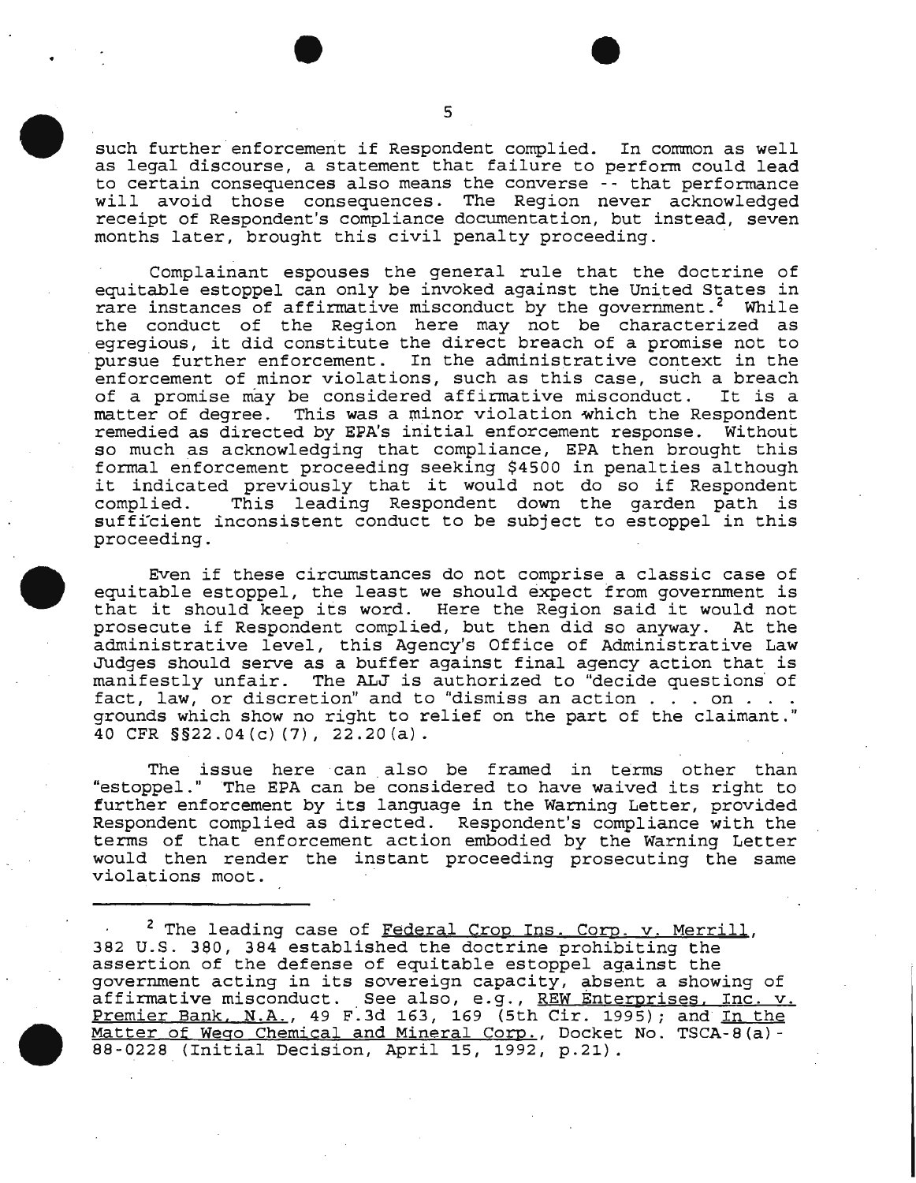such further enforcement if Respondent complied. In common as well as legal discourse, a statement that failure to perform could lead to certain consequences also means the converse -- that performance will avoid those consequences. The Region never acknowledged receipt of Respondent's compliance documentation, but instead, seven months later, brought this civil penalty proceeding.

Complainant espouses the general rule that the doctrine of equitable estoppel can only be invoked against the United States in rare instances of affirmative misconduct by the government.[2] While the conduct of the Region here may not be characterized as egregious, it did constitute the direct breach of a promise not to pursue further enforcement. In the administrative context in the enforcement of minor violations, such as this case, such a breach of a promise may be considered affirmative misconduct. It is a matter of degree. This was a minor violation which the Respondent remedied as directed by EPA's initial enforcement response. Without so much as acknowledging that compliance, EPA then brought this formal enforcement proceeding seeking $4500 in penalties although it indicated previously that it would not do so if Respondent complied. This leading Respondent down the garden path is sufficient inconsistent conduct to be subject to estoppel in this proceeding.

Even if these circumstances do not comprise a classic case of equitable estoppel, the least we should expect from government is that it should keep its word. Here the Region said it would not prosecute if Respondent complied, but then did so anyway. At the administrative level, this Agency's Office of Administrative Law Judges should serve as a buffer against final agency action that is manifestly unfair. The ALJ is authorized to "decide questions of fact, law, or discretion" and to "dismiss an action . . . on . . . grounds which show no right to relief on the part of the claimant." 40 CFR §§22.04(c)(7), 22.20(a).

The issue here can also be framed in terms other than "estoppel." The EPA can be considered to have waived its right to further enforcement by its language in the Warning Letter, provided Respondent complied as directed. Respondent's compliance with the terms of that enforcement action embodied by the Warning Letter would then render the instant proceeding prosecuting the same violations moot.

---

[2] The leading case of Federal Crop Ins. Corp. v. Merrill, 382 U.S. 380, 384 established the doctrine prohibiting the assertion of the defense of equitable estoppel against the government acting in its sovereign capacity, absent a showing of affirmative misconduct. See also, e.g., REW Enterprises, Inc. v. Premier Bank, N.A., 49 F.3d 163, 169 (5th Cir. 1995); and In the Matter of Wego Chemical and Mineral Corp., Docket No. TSCA-8(a)-88-0228 (Initial Decision, April 15, 1992, p.21).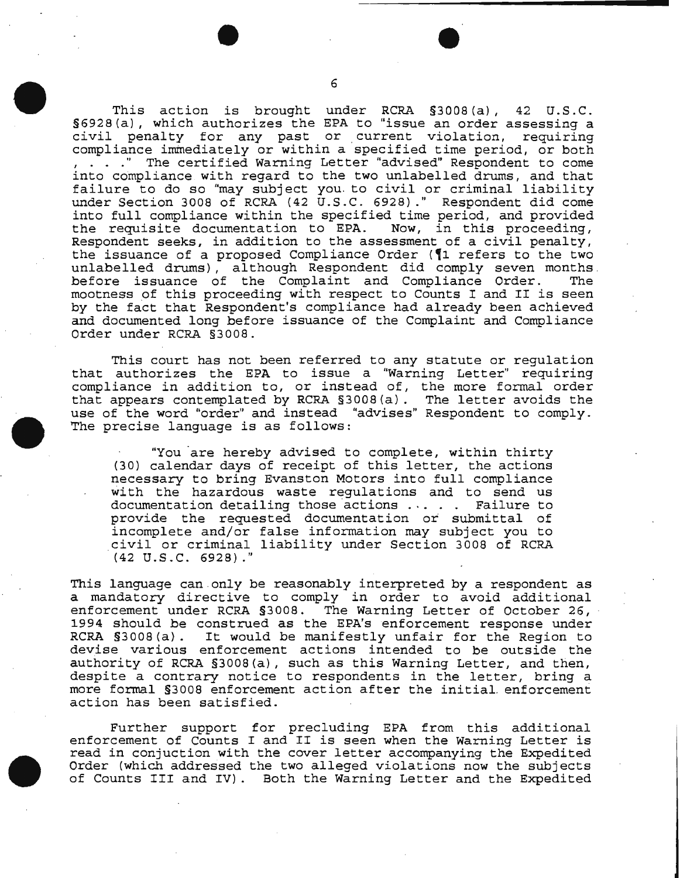This action is brought under RCRA §3008(a), 42 U.S.C. §6928(a), which authorizes the EPA to "issue an order assessing a civil penalty for any past or current violation, requiring compliance immediately or within a specified time period, or both , . . ." The certified Warning Letter "advised" Respondent to come into compliance with regard to the two unlabelled drums, and that failure to do so "may subject you to civil or criminal liability under Section 3008 of RCRA (42 U.S.C. 6928)." Respondent did come into full compliance within the specified time period, and provided the requisite documentation to EPA. Now, in this proceeding, Respondent seeks, in addition to the assessment of a civil penalty, the issuance of a proposed Compliance Order (¶1 refers to the two unlabelled drums), although Respondent did comply seven months before issuance of the Complaint and Compliance Order. The mootness of this proceeding with respect to Counts I and II is seen by the fact that Respondent's compliance had already been achieved and documented long before issuance of the Complaint and Compliance Order under RCRA §3008.

This court has not been referred to any statute or regulation that authorizes the EPA to issue a "Warning Letter" requiring compliance in addition to, or instead of, the more formal order that appears contemplated by RCRA §3008(a). The letter avoids the use of the word "order" and instead "advises" Respondent to comply. The precise language is as follows:

> "You are hereby advised to complete, within thirty (30) calendar days of receipt of this letter, the actions necessary to bring Evanston Motors into full compliance with the hazardous waste regulations and to send us documentation detailing those actions .... . Failure to provide the requested documentation or submittal of incomplete and/or false information may subject you to civil or criminal liability under Section 3008 of RCRA (42 U.S.C. 6928)."

This language can only be reasonably interpreted by a respondent as a mandatory directive to comply in order to avoid additional enforcement under RCRA §3008. The Warning Letter of October 26, 1994 should be construed as the EPA's enforcement response under RCRA §3008(a). It would be manifestly unfair for the Region to devise various enforcement actions intended to be outside the authority of RCRA §3008(a), such as this Warning Letter, and then, despite a contrary notice to respondents in the letter, bring a more formal §3008 enforcement action after the initial enforcement action has been satisfied.

Further support for precluding EPA from this additional enforcement of Counts I and II is seen when the Warning Letter is read in conjuction with the cover letter accompanying the Expedited Order (which addressed the two alleged violations now the subjects of Counts III and IV). Both the Warning Letter and the Expedited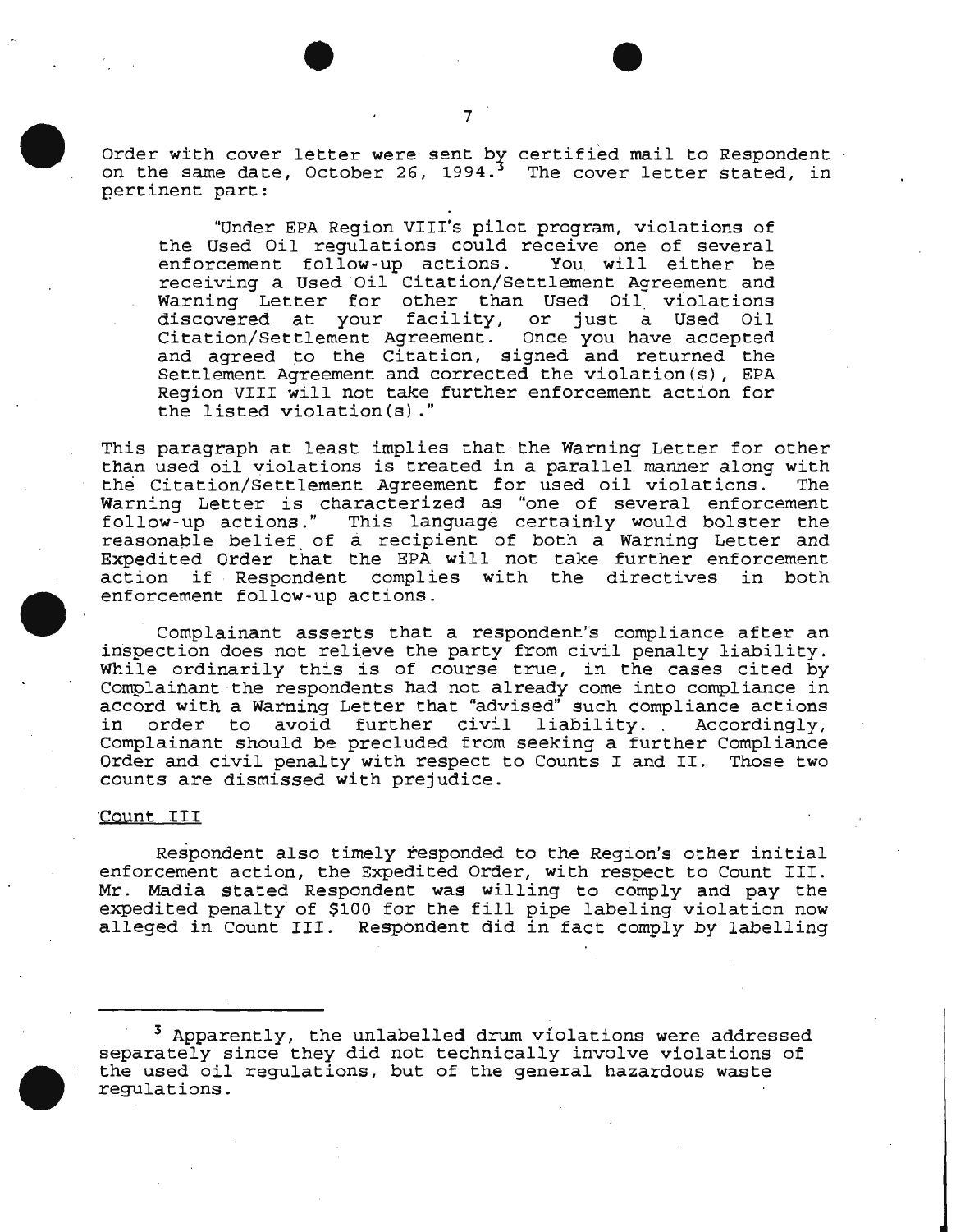Order with cover letter were sent by certified mail to Respondent on the same date, October 26, 1994.[3] The cover letter stated, in pertinent part:

> "Under EPA Region VIII's pilot program, violations of the Used Oil regulations could receive one of several enforcement follow-up actions. You will either be receiving a Used Oil Citation/Settlement Agreement and Warning Letter for other than Used Oil violations discovered at your facility, or just a Used Oil Citation/Settlement Agreement. Once you have accepted and agreed to the Citation, signed and returned the Settlement Agreement and corrected the violation(s), EPA Region VIII will not take further enforcement action for the listed violation(s)."

This paragraph at least implies that the Warning Letter for other than used oil violations is treated in a parallel manner along with the Citation/Settlement Agreement for used oil violations. The Warning Letter is characterized as "one of several enforcement follow-up actions." This language certainly would bolster the reasonable belief of a recipient of both a Warning Letter and Expedited Order that the EPA will not take further enforcement action if Respondent complies with the directives in both enforcement follow-up actions.

Complainant asserts that a respondent's compliance after an inspection does not relieve the party from civil penalty liability. While ordinarily this is of course true, in the cases cited by Complainant the respondents had not already come into compliance in accord with a Warning Letter that "advised" such compliance actions in order to avoid further civil liability. Accordingly, Complainant should be precluded from seeking a further Compliance Order and civil penalty with respect to Counts I and II. Those two counts are dismissed with prejudice.

Count III

Respondent also timely responded to the Region's other initial enforcement action, the Expedited Order, with respect to Count III. Mr. Madia stated Respondent was willing to comply and pay the expedited penalty of $100 for the fill pipe labeling violation now alleged in Count III. Respondent did in fact comply by labelling

---

[3] Apparently, the unlabelled drum violations were addressed separately since they did not technically involve violations of the used oil regulations, but of the general hazardous waste regulations.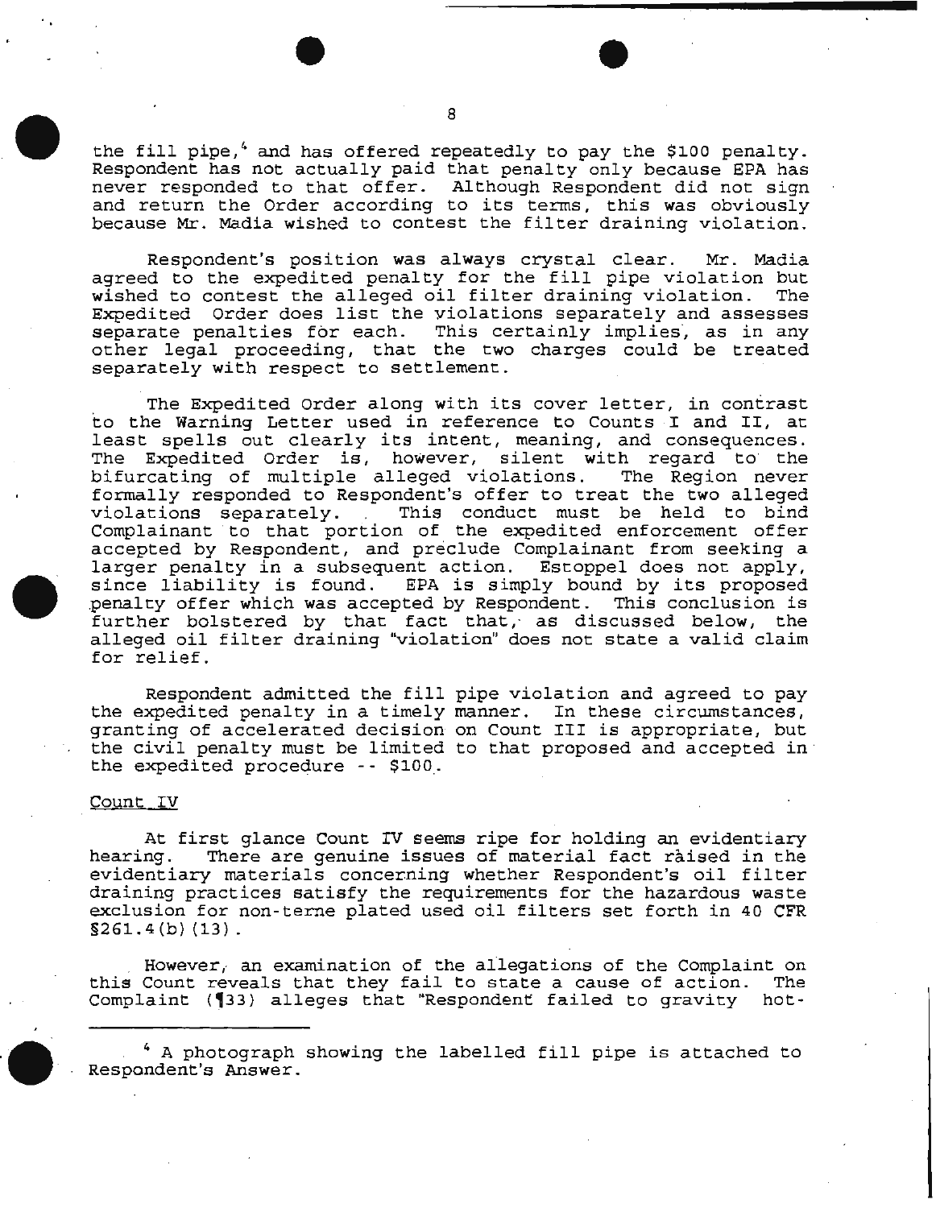the fill pipe,[4] and has offered repeatedly to pay the $100 penalty. Respondent has not actually paid that penalty only because EPA has never responded to that offer. Although Respondent did not sign and return the Order according to its terms, this was obviously because Mr. Madia wished to contest the filter draining violation.

Respondent's position was always crystal clear. Mr. Madia agreed to the expedited penalty for the fill pipe violation but wished to contest the alleged oil filter draining violation. The Expedited Order does list the violations separately and assesses separate penalties for each. This certainly implies, as in any other legal proceeding, that the two charges could be treated separately with respect to settlement.

The Expedited Order along with its cover letter, in contrast to the Warning Letter used in reference to Counts I and II, at least spells out clearly its intent, meaning, and consequences. The Expedited Order is, however, silent with regard to the bifurcating of multiple alleged violations. The Region never formally responded to Respondent's offer to treat the two alleged violations separately. This conduct must be held to bind Complainant to that portion of the expedited enforcement offer accepted by Respondent, and preclude Complainant from seeking a larger penalty in a subsequent action. Estoppel does not apply, since liability is found. EPA is simply bound by its proposed penalty offer which was accepted by Respondent. This conclusion is further bolstered by that fact that, as discussed below, the alleged oil filter draining "violation" does not state a valid claim for relief.

Respondent admitted the fill pipe violation and agreed to pay the expedited penalty in a timely manner. In these circumstances, granting of accelerated decision on Count III is appropriate, but the civil penalty must be limited to that proposed and accepted in the expedited procedure -- $100.

Count IV

At first glance Count IV seems ripe for holding an evidentiary hearing. There are genuine issues of material fact raised in the evidentiary materials concerning whether Respondent's oil filter draining practices satisfy the requirements for the hazardous waste exclusion for non-terne plated used oil filters set forth in 40 CFR §261.4(b)(13).

However, an examination of the allegations of the Complaint on this Count reveals that they fail to state a cause of action. The Complaint (¶33) alleges that "Respondent failed to gravity hot-

---

[4] A photograph showing the labelled fill pipe is attached to Respondent's Answer.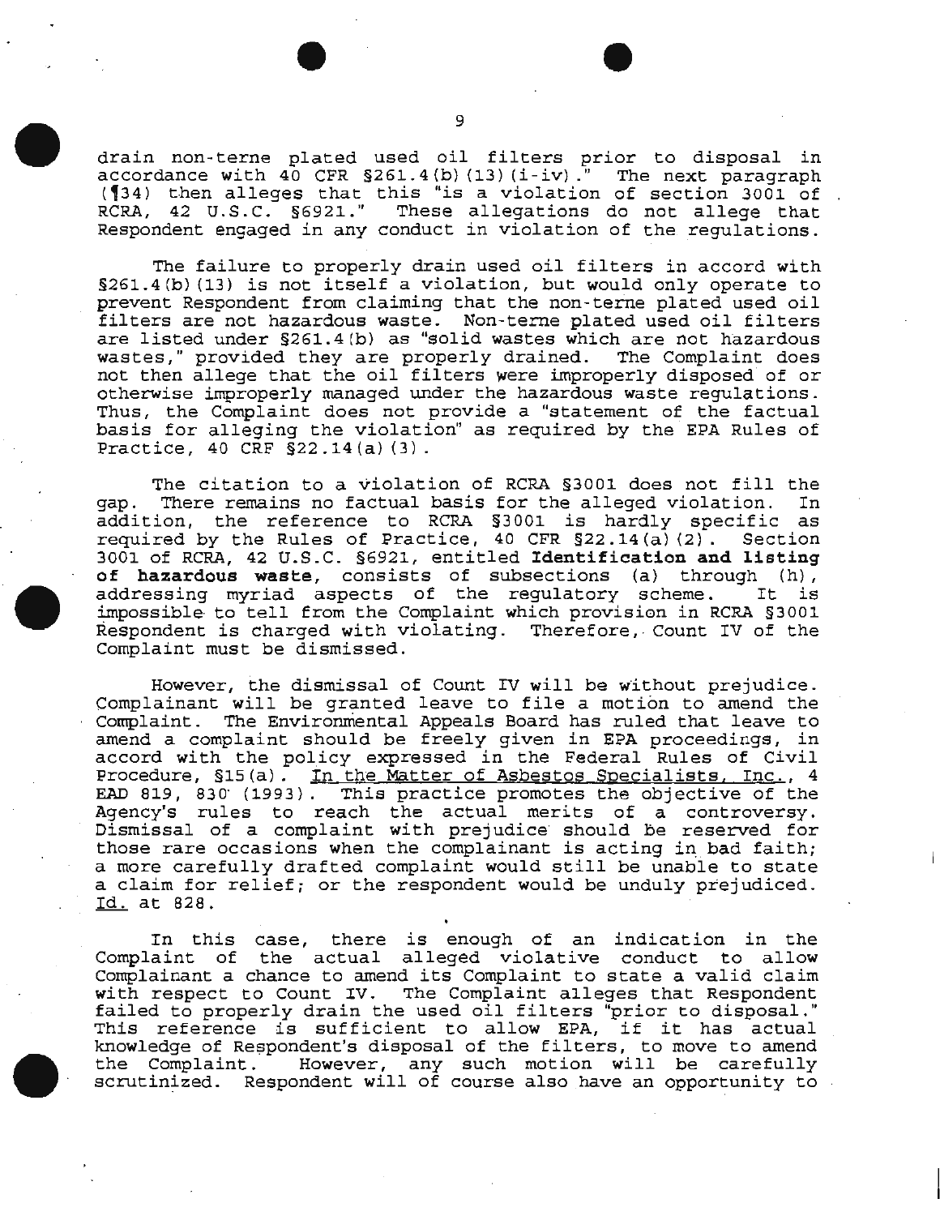drain non-terne plated used oil filters prior to disposal in accordance with 40 CFR §261.4(b)(13)(i-iv)." The next paragraph (¶34) then alleges that this "is a violation of section 3001 of RCRA, 42 U.S.C. §6921." These allegations do not allege that Respondent engaged in any conduct in violation of the regulations.

The failure to properly drain used oil filters in accord with §261.4(b)(13) is not itself a violation, but would only operate to prevent Respondent from claiming that the non-terne plated used oil filters are not hazardous waste. Non-terne plated used oil filters are listed under §261.4(b) as "solid wastes which are not hazardous wastes," provided they are properly drained. The Complaint does not then allege that the oil filters were improperly disposed of or otherwise improperly managed under the hazardous waste regulations. Thus, the Complaint does not provide a "statement of the factual basis for alleging the violation" as required by the EPA Rules of Practice, 40 CRF §22.14(a)(3).

The citation to a violation of RCRA §3001 does not fill the gap. There remains no factual basis for the alleged violation. In addition, the reference to RCRA §3001 is hardly specific as required by the Rules of Practice, 40 CFR §22.14(a)(2). Section 3001 of RCRA, 42 U.S.C. §6921, entitled **Identification and listing of hazardous waste**, consists of subsections (a) through (h), addressing myriad aspects of the regulatory scheme. It is impossible to tell from the Complaint which provision in RCRA §3001 Respondent is charged with violating. Therefore, Count IV of the Complaint must be dismissed.

However, the dismissal of Count IV will be without prejudice. Complainant will be granted leave to file a motion to amend the Complaint. The Environmental Appeals Board has ruled that leave to amend a complaint should be freely given in EPA proceedings, in accord with the policy expressed in the Federal Rules of Civil Procedure, §15(a). In the Matter of Asbestos Specialists, Inc., 4 EAD 819, 830 (1993). This practice promotes the objective of the Agency's rules to reach the actual merits of a controversy. Dismissal of a complaint with prejudice should be reserved for those rare occasions when the complainant is acting in bad faith; a more carefully drafted complaint would still be unable to state a claim for relief; or the respondent would be unduly prejudiced. Id. at 828.

In this case, there is enough of an indication in the Complaint of the actual alleged violative conduct to allow Complainant a chance to amend its Complaint to state a valid claim with respect to Count IV. The Complaint alleges that Respondent failed to properly drain the used oil filters "prior to disposal." This reference is sufficient to allow EPA, if it has actual knowledge of Respondent's disposal of the filters, to move to amend the Complaint. However, any such motion will be carefully scrutinized. Respondent will of course also have an opportunity to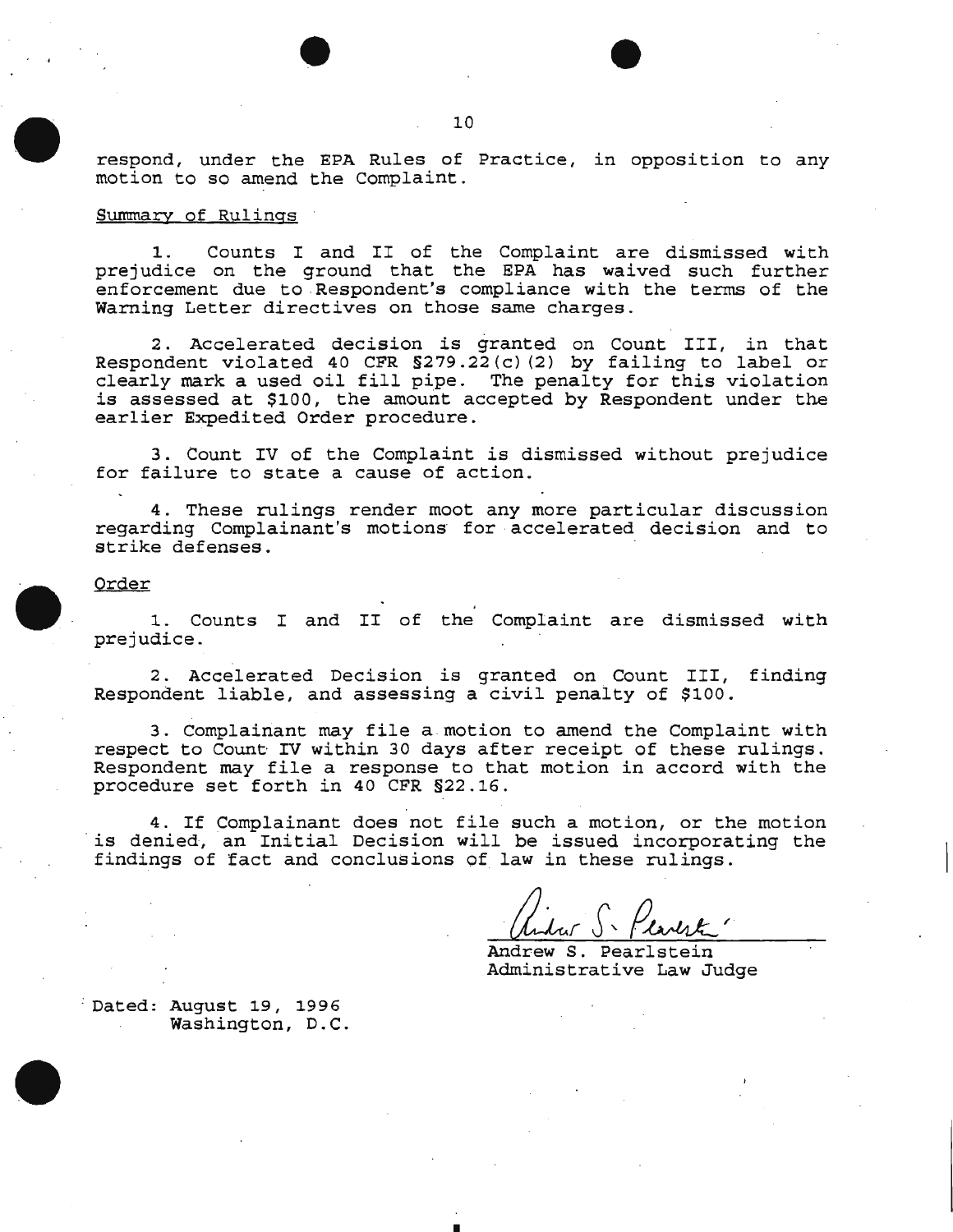respond, under the EPA Rules of Practice, in opposition to any motion to so amend the Complaint.

Summary of Rulings

1. Counts I and II of the Complaint are dismissed with prejudice on the ground that the EPA has waived such further enforcement due to Respondent's compliance with the terms of the Warning Letter directives on those same charges.

2. Accelerated decision is granted on Count III, in that Respondent violated 40 CFR §279.22(c)(2) by failing to label or clearly mark a used oil fill pipe. The penalty for this violation is assessed at $100, the amount accepted by Respondent under the earlier Expedited Order procedure.

3. Count IV of the Complaint is dismissed without prejudice for failure to state a cause of action.

4. These rulings render moot any more particular discussion regarding Complainant's motions for accelerated decision and to strike defenses.

Order

1. Counts I and II of the Complaint are dismissed with prejudice.

2. Accelerated Decision is granted on Count III, finding Respondent liable, and assessing a civil penalty of $100.

3. Complainant may file a motion to amend the Complaint with respect to Count IV within 30 days after receipt of these rulings. Respondent may file a response to that motion in accord with the procedure set forth in 40 CFR §22.16.

4. If Complainant does not file such a motion, or the motion is denied, an Initial Decision will be issued incorporating the findings of fact and conclusions of law in these rulings.

Andrew S. Pearlstein
Administrative Law Judge

Dated: August 19, 1996
Washington, D.C.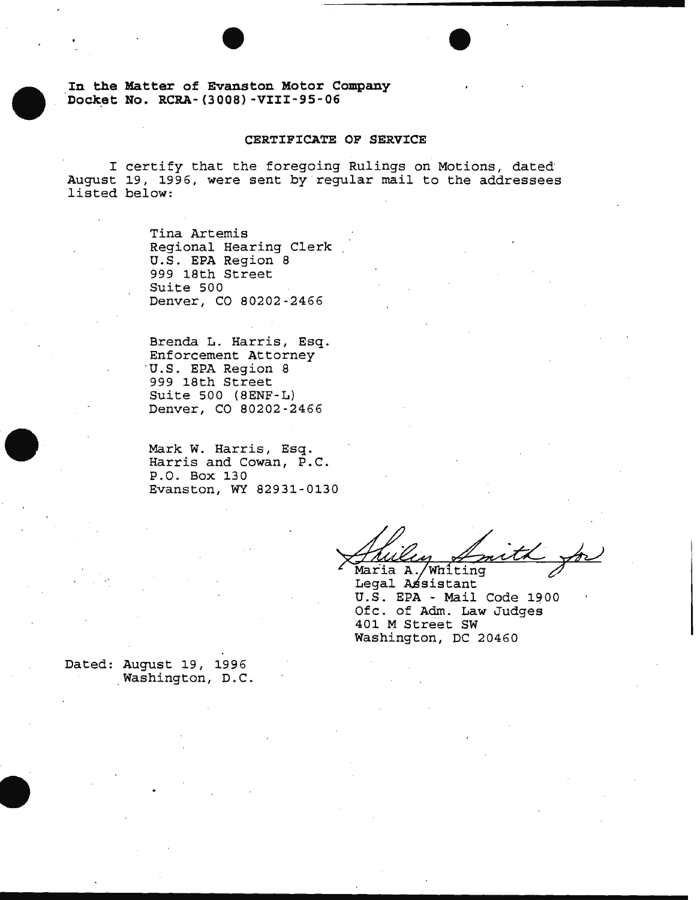**In the Matter of Evanston Motor Company**
**Docket No. RCRA-(3008)-VIII-95-06**

**CERTIFICATE OF SERVICE**

I certify that the foregoing Rulings on Motions, dated August 19, 1996, were sent by regular mail to the addressees listed below:

Tina Artemis
Regional Hearing Clerk
U.S. EPA Region 8
999 18th Street
Suite 500
Denver, CO 80202-2466

Brenda L. Harris, Esq.
Enforcement Attorney
U.S. EPA Region 8
999 18th Street
Suite 500 (8ENF-L)
Denver, CO 80202-2466

Mark W. Harris, Esq.
Harris and Cowan, P.C.
P.O. Box 130
Evanston, WY 82931-0130

Shirley Smith for
Maria A. Whiting
Legal Assistant
U.S. EPA - Mail Code 1900
Ofc. of Adm. Law Judges
401 M Street SW
Washington, DC 20460

Dated: August 19, 1996
Washington, D.C.